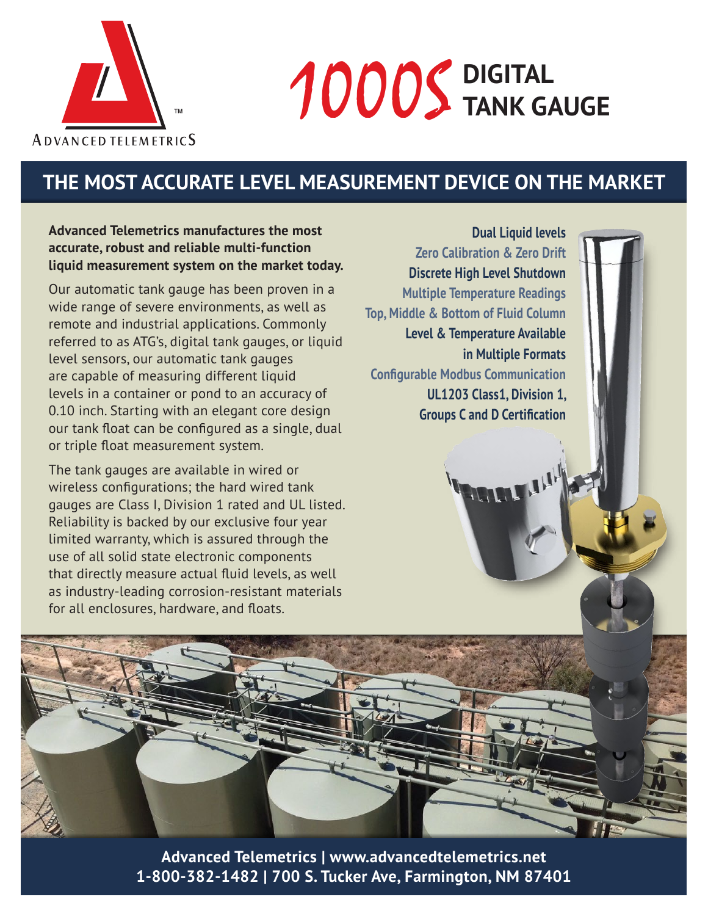ADVANCED TELEMETRICS

# 1000S DIGITAL TANK GAUGE

## THE MOST ACCURATE LEVEL MEASUREMENT DEVICE ON THE MARKET

**Advanced Telemetrics manufactures the most accurate, robust and reliable multi-function liquid measurement system on the market today.**

Our automatic tank gauge has been proven in a wide range of severe environments, as well as remote and industrial applications. Commonly referred to as ATG's, digital tank gauges, or liquid level sensors, our automatic tank gauges are capable of measuring different liquid levels in a container or pond to an accuracy of 0.10 inch. Starting with an elegant core design our tank float can be configured as a single, dual or triple float measurement system.

The tank gauges are available in wired or wireless configurations; the hard wired tank gauges are Class I, Division 1 rated and UL listed. Reliability is backed by our exclusive four year limited warranty, which is assured through the use of all solid state electronic components that directly measure actual fluid levels, as well as industry-leading corrosion-resistant materials for all enclosures, hardware, and floats.

- Dual Liquid levels
- Zero Calibration & Zero Drift
- Discrete High Level Shutdown
- Multiple Temperature Readings
- Top, Middle & Bottom of Fluid Column
- Level & Temperature Available in Multiple Formats
- Configurable Modbus Communication
- UL1203 Class1, Division 1, Groups C and D Certification

**Advanced Telemetrics | www.advancedtelemetrics.net**
**1-800-382-1482 | 700 S. Tucker Ave, Farmington, NM 87401**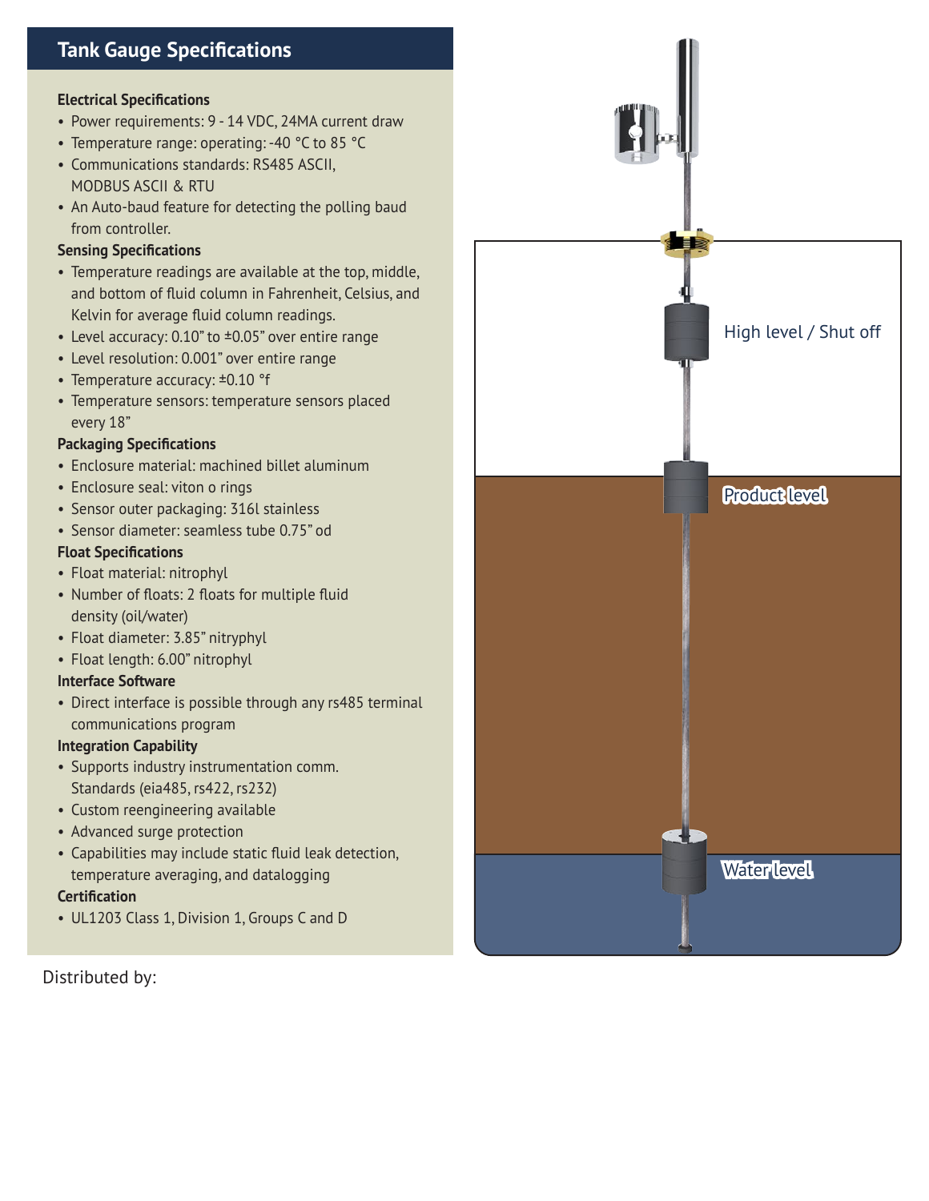## Tank Gauge Specifications

### Electrical Specifications

- Power requirements: 9 - 14 VDC, 24MA current draw
- Temperature range: operating: -40 °C to 85 °C
- Communications standards: RS485 ASCII, MODBUS ASCII & RTU
- An Auto-baud feature for detecting the polling baud from controller.

### Sensing Specifications

- Temperature readings are available at the top, middle, and bottom of fluid column in Fahrenheit, Celsius, and Kelvin for average fluid column readings.
- Level accuracy: 0.10" to ±0.05" over entire range
- Level resolution: 0.001" over entire range
- Temperature accuracy: ±0.10 °f
- Temperature sensors: temperature sensors placed every 18"

### Packaging Specifications

- Enclosure material: machined billet aluminum
- Enclosure seal: viton o rings
- Sensor outer packaging: 316l stainless
- Sensor diameter: seamless tube 0.75" od

### Float Specifications

- Float material: nitrophyl
- Number of floats: 2 floats for multiple fluid density (oil/water)
- Float diameter: 3.85" nitryphyl
- Float length: 6.00" nitrophyl

### Interface Software

- Direct interface is possible through any rs485 terminal communications program

### Integration Capability

- Supports industry instrumentation comm. Standards (eia485, rs422, rs232)
- Custom reengineering available
- Advanced surge protection
- Capabilities may include static fluid leak detection, temperature averaging, and datalogging

### Certification

- UL1203 Class 1, Division 1, Groups C and D

High level / Shut off

Product level

Water level

Distributed by: